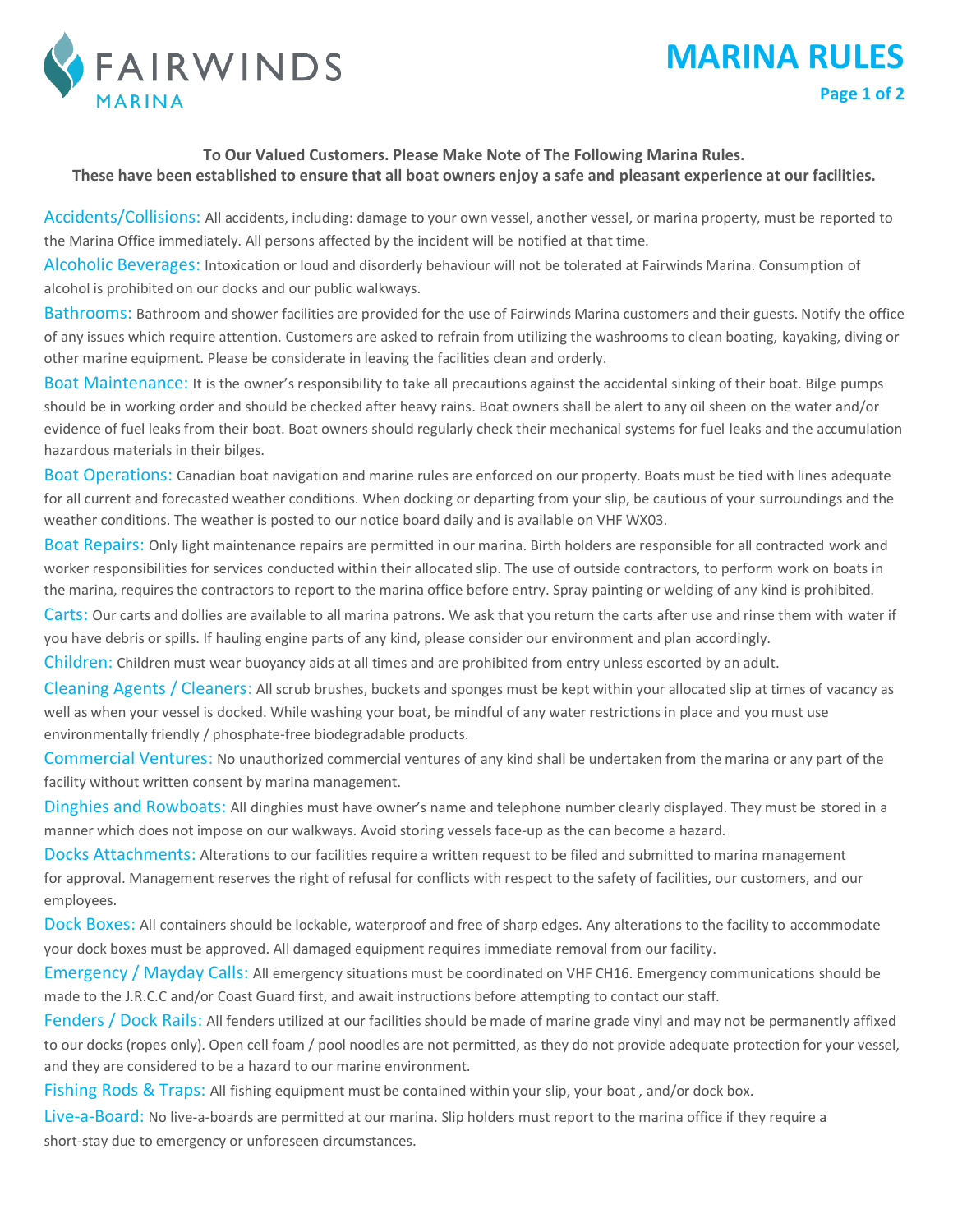# MARINA RULES

**To Our Valued Customers. Please Make Note of The Following Marina Rules.**
**These have been established to ensure that all boat owners enjoy a safe and pleasant experience at our facilities.**

**Accidents/Collisions:** All accidents, including: damage to your own vessel, another vessel, or marina property, must be reported to the Marina Office immediately. All persons affected by the incident will be notified at that time.

**Alcoholic Beverages:** Intoxication or loud and disorderly behaviour will not be tolerated at Fairwinds Marina. Consumption of alcohol is prohibited on our docks and our public walkways.

**Bathrooms:** Bathroom and shower facilities are provided for the use of Fairwinds Marina customers and their guests. Notify the office of any issues which require attention. Customers are asked to refrain from utilizing the washrooms to clean boating, kayaking, diving or other marine equipment. Please be considerate in leaving the facilities clean and orderly.

**Boat Maintenance:** It is the owner's responsibility to take all precautions against the accidental sinking of their boat. Bilge pumps should be in working order and should be checked after heavy rains. Boat owners shall be alert to any oil sheen on the water and/or evidence of fuel leaks from their boat. Boat owners should regularly check their mechanical systems for fuel leaks and the accumulation hazardous materials in their bilges.

**Boat Operations:** Canadian boat navigation and marine rules are enforced on our property. Boats must be tied with lines adequate for all current and forecasted weather conditions. When docking or departing from your slip, be cautious of your surroundings and the weather conditions. The weather is posted to our notice board daily and is available on VHF WX03.

**Boat Repairs:** Only light maintenance repairs are permitted in our marina. Birth holders are responsible for all contracted work and worker responsibilities for services conducted within their allocated slip. The use of outside contractors, to perform work on boats in the marina, requires the contractors to report to the marina office before entry. Spray painting or welding of any kind is prohibited.

**Carts:** Our carts and dollies are available to all marina patrons. We ask that you return the carts after use and rinse them with water if you have debris or spills. If hauling engine parts of any kind, please consider our environment and plan accordingly.

**Children:** Children must wear buoyancy aids at all times and are prohibited from entry unless escorted by an adult.

**Cleaning Agents / Cleaners:** All scrub brushes, buckets and sponges must be kept within your allocated slip at times of vacancy as well as when your vessel is docked. While washing your boat, be mindful of any water restrictions in place and you must use environmentally friendly / phosphate-free biodegradable products.

**Commercial Ventures:** No unauthorized commercial ventures of any kind shall be undertaken from the marina or any part of the facility without written consent by marina management.

**Dinghies and Rowboats:** All dinghies must have owner's name and telephone number clearly displayed. They must be stored in a manner which does not impose on our walkways. Avoid storing vessels face-up as the can become a hazard.

**Docks Attachments:** Alterations to our facilities require a written request to be filed and submitted to marina management for approval. Management reserves the right of refusal for conflicts with respect to the safety of facilities, our customers, and our employees.

**Dock Boxes:** All containers should be lockable, waterproof and free of sharp edges. Any alterations to the facility to accommodate your dock boxes must be approved. All damaged equipment requires immediate removal from our facility.

**Emergency / Mayday Calls:** All emergency situations must be coordinated on VHF CH16. Emergency communications should be made to the J.R.C.C and/or Coast Guard first, and await instructions before attempting to contact our staff.

**Fenders / Dock Rails:** All fenders utilized at our facilities should be made of marine grade vinyl and may not be permanently affixed to our docks (ropes only). Open cell foam / pool noodles are not permitted, as they do not provide adequate protection for your vessel, and they are considered to be a hazard to our marine environment.

**Fishing Rods & Traps:** All fishing equipment must be contained within your slip, your boat , and/or dock box.

**Live-a-Board:** No live-a-boards are permitted at our marina. Slip holders must report to the marina office if they require a short-stay due to emergency or unforeseen circumstances.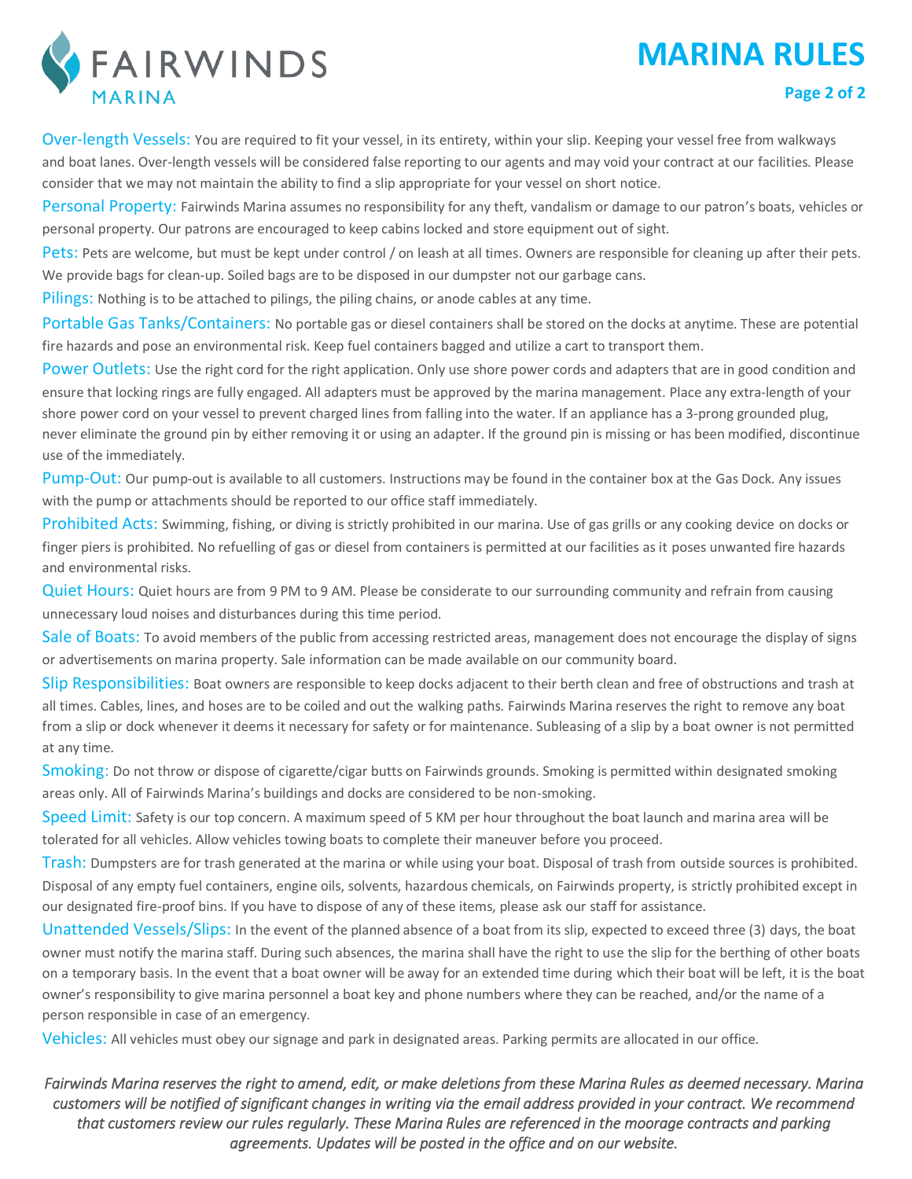# MARINA RULES

**Over-length Vessels:** You are required to fit your vessel, in its entirety, within your slip. Keeping your vessel free from walkways and boat lanes. Over-length vessels will be considered false reporting to our agents and may void your contract at our facilities. Please consider that we may not maintain the ability to find a slip appropriate for your vessel on short notice.

**Personal Property:** Fairwinds Marina assumes no responsibility for any theft, vandalism or damage to our patron's boats, vehicles or personal property. Our patrons are encouraged to keep cabins locked and store equipment out of sight.

**Pets:** Pets are welcome, but must be kept under control / on leash at all times. Owners are responsible for cleaning up after their pets. We provide bags for clean-up. Soiled bags are to be disposed in our dumpster not our garbage cans.

**Pilings:** Nothing is to be attached to pilings, the piling chains, or anode cables at any time.

**Portable Gas Tanks/Containers:** No portable gas or diesel containers shall be stored on the docks at anytime. These are potential fire hazards and pose an environmental risk. Keep fuel containers bagged and utilize a cart to transport them.

**Power Outlets:** Use the right cord for the right application. Only use shore power cords and adapters that are in good condition and ensure that locking rings are fully engaged. All adapters must be approved by the marina management. Place any extra-length of your shore power cord on your vessel to prevent charged lines from falling into the water. If an appliance has a 3-prong grounded plug, never eliminate the ground pin by either removing it or using an adapter. If the ground pin is missing or has been modified, discontinue use of the immediately.

**Pump-Out:** Our pump-out is available to all customers. Instructions may be found in the container box at the Gas Dock. Any issues with the pump or attachments should be reported to our office staff immediately.

**Prohibited Acts:** Swimming, fishing, or diving is strictly prohibited in our marina. Use of gas grills or any cooking device on docks or finger piers is prohibited. No refuelling of gas or diesel from containers is permitted at our facilities as it poses unwanted fire hazards and environmental risks.

**Quiet Hours:** Quiet hours are from 9 PM to 9 AM. Please be considerate to our surrounding community and refrain from causing unnecessary loud noises and disturbances during this time period.

**Sale of Boats:** To avoid members of the public from accessing restricted areas, management does not encourage the display of signs or advertisements on marina property. Sale information can be made available on our community board.

**Slip Responsibilities:** Boat owners are responsible to keep docks adjacent to their berth clean and free of obstructions and trash at all times. Cables, lines, and hoses are to be coiled and out the walking paths. Fairwinds Marina reserves the right to remove any boat from a slip or dock whenever it deems it necessary for safety or for maintenance. Subleasing of a slip by a boat owner is not permitted at any time.

**Smoking:** Do not throw or dispose of cigarette/cigar butts on Fairwinds grounds. Smoking is permitted within designated smoking areas only. All of Fairwinds Marina's buildings and docks are considered to be non-smoking.

**Speed Limit:** Safety is our top concern. A maximum speed of 5 KM per hour throughout the boat launch and marina area will be tolerated for all vehicles. Allow vehicles towing boats to complete their maneuver before you proceed.

**Trash:** Dumpsters are for trash generated at the marina or while using your boat. Disposal of trash from outside sources is prohibited. Disposal of any empty fuel containers, engine oils, solvents, hazardous chemicals, on Fairwinds property, is strictly prohibited except in our designated fire-proof bins. If you have to dispose of any of these items, please ask our staff for assistance.

**Unattended Vessels/Slips:** In the event of the planned absence of a boat from its slip, expected to exceed three (3) days, the boat owner must notify the marina staff. During such absences, the marina shall have the right to use the slip for the berthing of other boats on a temporary basis. In the event that a boat owner will be away for an extended time during which their boat will be left, it is the boat owner's responsibility to give marina personnel a boat key and phone numbers where they can be reached, and/or the name of a person responsible in case of an emergency.

**Vehicles:** All vehicles must obey our signage and park in designated areas. Parking permits are allocated in our office.

*Fairwinds Marina reserves the right to amend, edit, or make deletions from these Marina Rules as deemed necessary. Marina customers will be notified of significant changes in writing via the email address provided in your contract. We recommend that customers review our rules regularly. These Marina Rules are referenced in the moorage contracts and parking agreements. Updates will be posted in the office and on our website.*